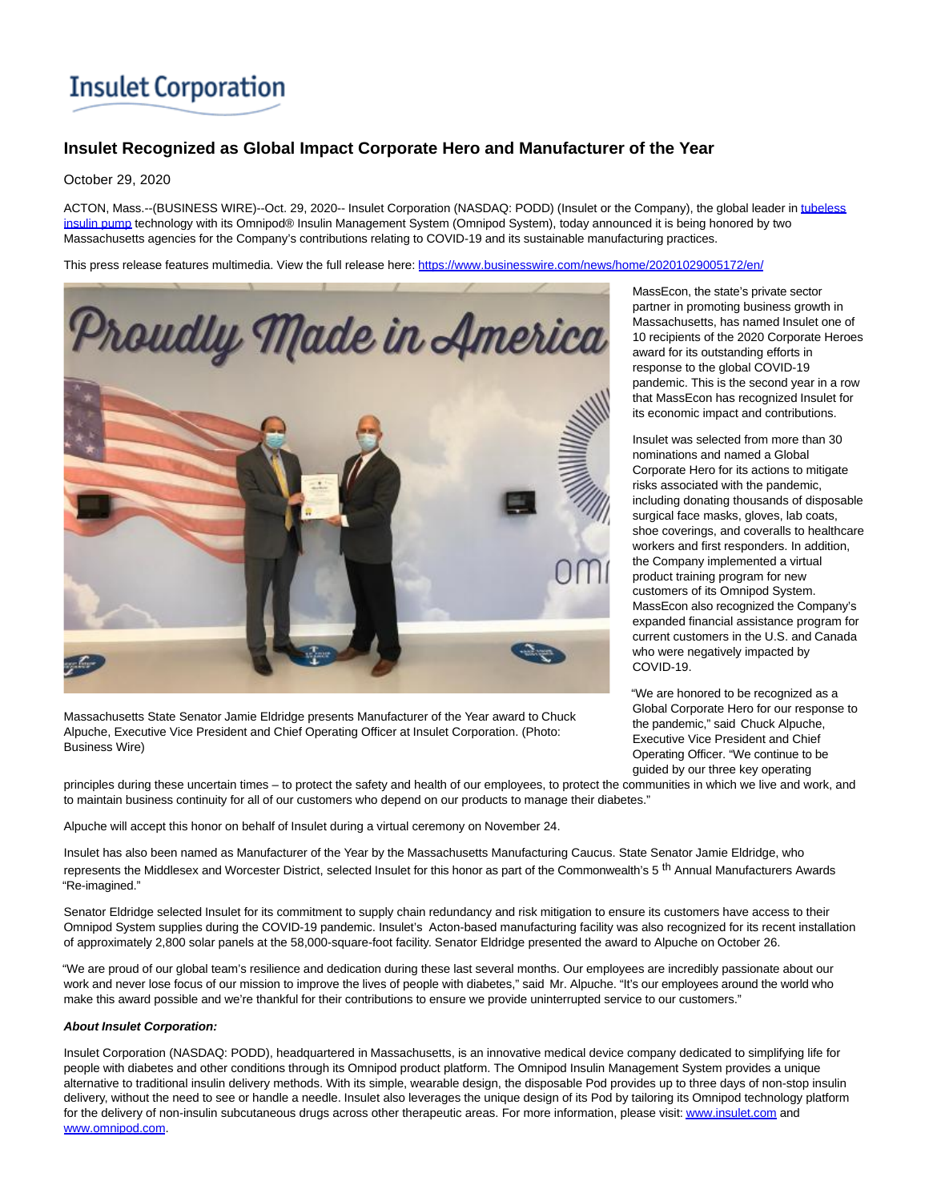# Insulet Corporation

## Insulet Recognized as Global Impact Corporate Hero and Manufacturer of the Year

October 29, 2020

ACTON, Mass.--(BUSINESS WIRE)--Oct. 29, 2020-- Insulet Corporation (NASDAQ: PODD) (Insulet or the Company), the global leader in tubeless insulin pump technology with its Omnipod® Insulin Management System (Omnipod System), today announced it is being honored by two Massachusetts agencies for the Company's contributions relating to COVID-19 and its sustainable manufacturing practices.

This press release features multimedia. View the full release here: https://www.businesswire.com/news/home/20201029005172/en/

Massachusetts State Senator Jamie Eldridge presents Manufacturer of the Year award to Chuck Alpuche, Executive Vice President and Chief Operating Officer at Insulet Corporation. (Photo: Business Wire)

MassEcon, the state's private sector partner in promoting business growth in Massachusetts, has named Insulet one of 10 recipients of the 2020 Corporate Heroes award for its outstanding efforts in response to the global COVID-19 pandemic. This is the second year in a row that MassEcon has recognized Insulet for its economic impact and contributions.

Insulet was selected from more than 30 nominations and named a Global Corporate Hero for its actions to mitigate risks associated with the pandemic, including donating thousands of disposable surgical face masks, gloves, lab coats, shoe coverings, and coveralls to healthcare workers and first responders. In addition, the Company implemented a virtual product training program for new customers of its Omnipod System. MassEcon also recognized the Company's expanded financial assistance program for current customers in the U.S. and Canada who were negatively impacted by COVID-19.

"We are honored to be recognized as a Global Corporate Hero for our response to the pandemic," said Chuck Alpuche, Executive Vice President and Chief Operating Officer. "We continue to be guided by our three key operating principles during these uncertain times – to protect the safety and health of our employees, to protect the communities in which we live and work, and to maintain business continuity for all of our customers who depend on our products to manage their diabetes."

Alpuche will accept this honor on behalf of Insulet during a virtual ceremony on November 24.

Insulet has also been named as Manufacturer of the Year by the Massachusetts Manufacturing Caucus. State Senator Jamie Eldridge, who represents the Middlesex and Worcester District, selected Insulet for this honor as part of the Commonwealth's 5th Annual Manufacturers Awards "Re-imagined."

Senator Eldridge selected Insulet for its commitment to supply chain redundancy and risk mitigation to ensure its customers have access to their Omnipod System supplies during the COVID-19 pandemic. Insulet's Acton-based manufacturing facility was also recognized for its recent installation of approximately 2,800 solar panels at the 58,000-square-foot facility. Senator Eldridge presented the award to Alpuche on October 26.

"We are proud of our global team's resilience and dedication during these last several months. Our employees are incredibly passionate about our work and never lose focus of our mission to improve the lives of people with diabetes," said Mr. Alpuche. "It's our employees around the world who make this award possible and we're thankful for their contributions to ensure we provide uninterrupted service to our customers."

***About Insulet Corporation:***

Insulet Corporation (NASDAQ: PODD), headquartered in Massachusetts, is an innovative medical device company dedicated to simplifying life for people with diabetes and other conditions through its Omnipod product platform. The Omnipod Insulin Management System provides a unique alternative to traditional insulin delivery methods. With its simple, wearable design, the disposable Pod provides up to three days of non-stop insulin delivery, without the need to see or handle a needle. Insulet also leverages the unique design of its Pod by tailoring its Omnipod technology platform for the delivery of non-insulin subcutaneous drugs across other therapeutic areas. For more information, please visit: www.insulet.com and www.omnipod.com.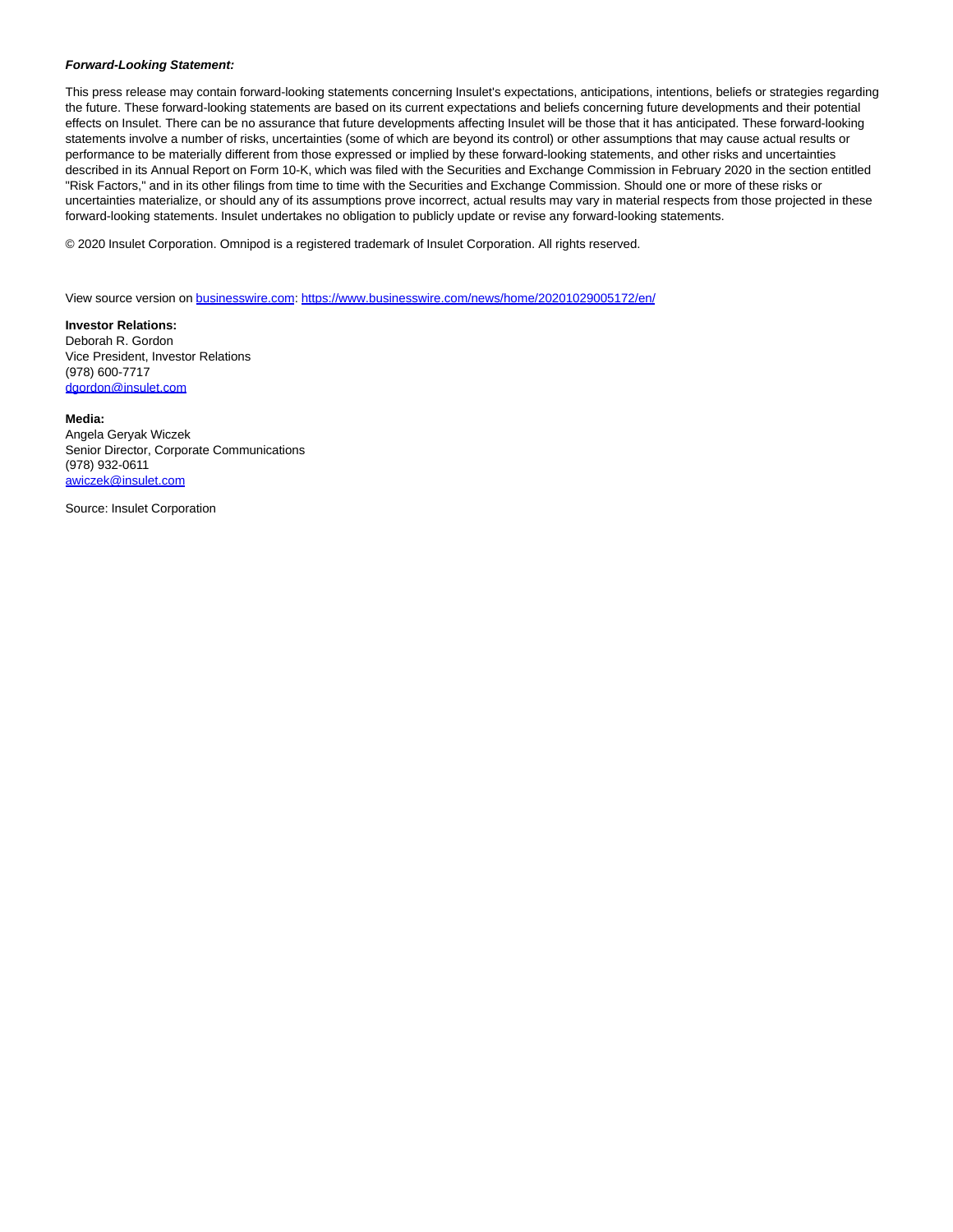***Forward-Looking Statement:***

This press release may contain forward-looking statements concerning Insulet's expectations, anticipations, intentions, beliefs or strategies regarding the future. These forward-looking statements are based on its current expectations and beliefs concerning future developments and their potential effects on Insulet. There can be no assurance that future developments affecting Insulet will be those that it has anticipated. These forward-looking statements involve a number of risks, uncertainties (some of which are beyond its control) or other assumptions that may cause actual results or performance to be materially different from those expressed or implied by these forward-looking statements, and other risks and uncertainties described in its Annual Report on Form 10-K, which was filed with the Securities and Exchange Commission in February 2020 in the section entitled "Risk Factors," and in its other filings from time to time with the Securities and Exchange Commission. Should one or more of these risks or uncertainties materialize, or should any of its assumptions prove incorrect, actual results may vary in material respects from those projected in these forward-looking statements. Insulet undertakes no obligation to publicly update or revise any forward-looking statements.

© 2020 Insulet Corporation. Omnipod is a registered trademark of Insulet Corporation. All rights reserved.

View source version on businesswire.com: https://www.businesswire.com/news/home/20201029005172/en/

**Investor Relations:**
Deborah R. Gordon
Vice President, Investor Relations
(978) 600-7717
dgordon@insulet.com

**Media:**
Angela Geryak Wiczek
Senior Director, Corporate Communications
(978) 932-0611
awiczek@insulet.com

Source: Insulet Corporation